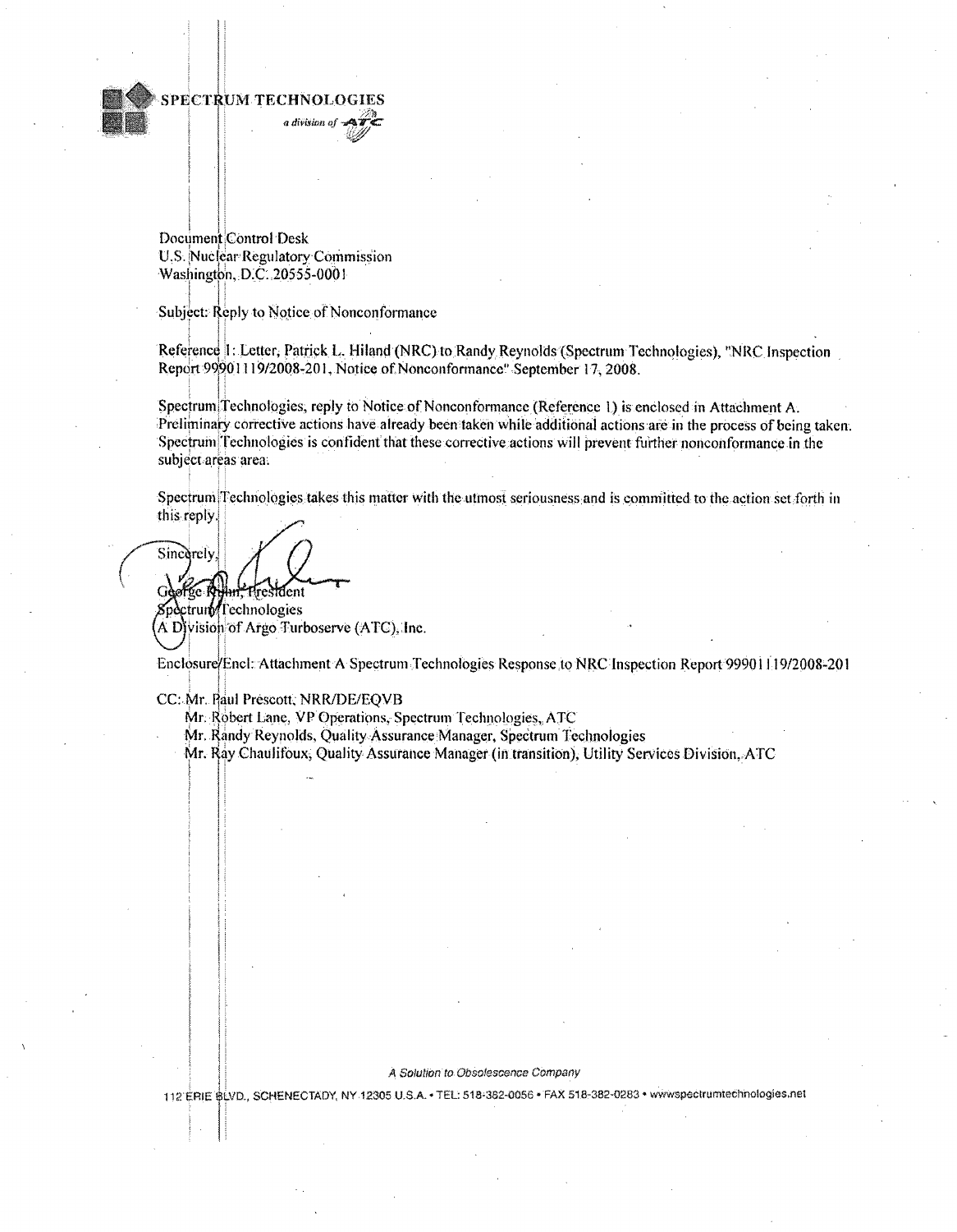SPECTRUM TECHNOLOGIES

*a division of ATC*

Document Control Desk
U.S. Nuclear Regulatory Commission
Washington, D.C. 20555-0001

Subject: Reply to Notice of Nonconformance

Reference 1: Letter, Patrick L. Hiland (NRC) to Randy Reynolds (Spectrum Technologies), "NRC Inspection Report 99901119/2008-201, Notice of Nonconformance" September 17, 2008.

Spectrum Technologies, reply to Notice of Nonconformance (Reference 1) is enclosed in Attachment A. Preliminary corrective actions have already been taken while additional actions are in the process of being taken. Spectrum Technologies is confident that these corrective actions will prevent further nonconformance in the subject areas area.

Spectrum Technologies takes this matter with the utmost seriousness and is committed to the action set forth in this reply.

Sincerely,

George Rihm, President
Spectrum Technologies
A Division of Argo Turboserve (ATC), Inc.

Enclosure/Encl: Attachment A Spectrum Technologies Response to NRC Inspection Report 99901119/2008-201

CC: Mr. Paul Prescott, NRR/DE/EQVB
Mr. Robert Lane, VP Operations, Spectrum Technologies, ATC
Mr. Randy Reynolds, Quality Assurance Manager, Spectrum Technologies
Mr. Ray Chaulifoux, Quality Assurance Manager (in transition), Utility Services Division, ATC

*A Solution to Obsolescence Company*

112 ERIE BLVD., SCHENECTADY, NY 12305 U.S.A. • TEL: 518-382-0056 • FAX 518-382-0283 • wwwspectrumtechnologies.net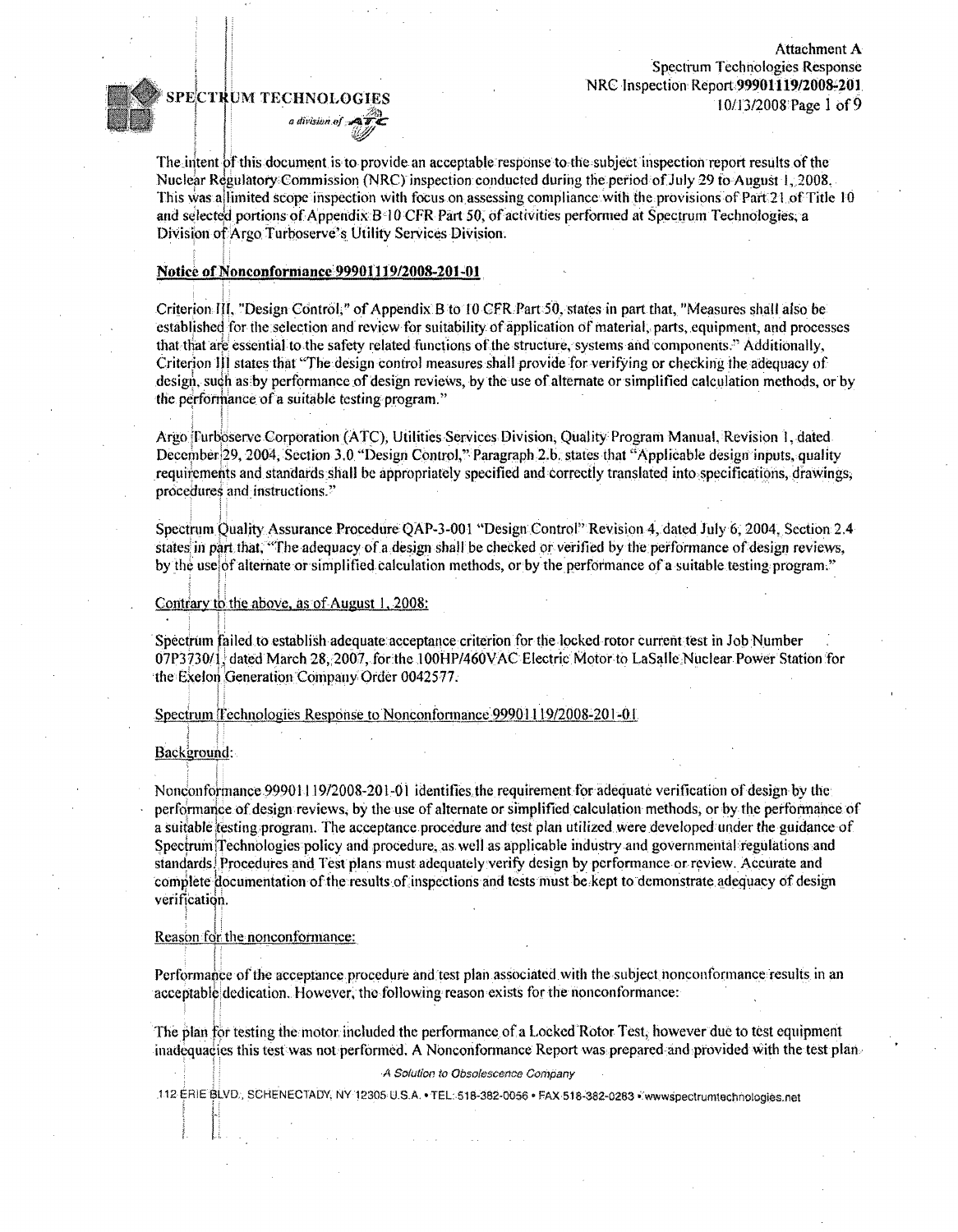The intent of this document is to provide an acceptable response to the subject inspection report results of the Nuclear Regulatory Commission (NRC) inspection conducted during the period of July 29 to August 1, 2008. This was a limited scope inspection with focus on assessing compliance with the provisions of Part 21 of Title 10 and selected portions of Appendix B 10 CFR Part 50, of activities performed at Spectrum Technologies, a Division of Argo Turboserve's Utility Services Division.

**Notice of Nonconformance 99901119/2008-201-01**

Criterion III, "Design Control," of Appendix B to 10 CFR Part 50, states in part that, "Measures shall also be established for the selection and review for suitability of application of material, parts, equipment, and processes that that are essential to the safety related functions of the structure, systems and components." Additionally, Criterion III states that "The design control measures shall provide for verifying or checking the adequacy of design, such as by performance of design reviews, by the use of alternate or simplified calculation methods, or by the performance of a suitable testing program."

Argo Turboserve Corporation (ATC), Utilities Services Division, Quality Program Manual, Revision 1, dated December 29, 2004, Section 3.0 "Design Control," Paragraph 2.b. states that "Applicable design inputs, quality requirements and standards shall be appropriately specified and correctly translated into specifications, drawings, procedures and instructions."

Spectrum Quality Assurance Procedure QAP-3-001 "Design Control" Revision 4, dated July 6, 2004, Section 2.4 states in part that, "The adequacy of a design shall be checked or verified by the performance of design reviews, by the use of alternate or simplified calculation methods, or by the performance of a suitable testing program."

Contrary to the above, as of August 1, 2008:

Spectrum failed to establish adequate acceptance criterion for the locked rotor current test in Job Number 07P3730/1, dated March 28, 2007, for the 100HP/460VAC Electric Motor to LaSalle Nuclear Power Station for the Exelon Generation Company Order 0042577.

Spectrum Technologies Response to Nonconformance 99901119/2008-201-01

Background:

Nonconformance 99901119/2008-201-01 identifies the requirement for adequate verification of design by the performance of design reviews, by the use of alternate or simplified calculation methods, or by the performance of a suitable testing program. The acceptance procedure and test plan utilized were developed under the guidance of Spectrum Technologies policy and procedure, as well as applicable industry and governmental regulations and standards. Procedures and Test plans must adequately verify design by performance or review. Accurate and complete documentation of the results of inspections and tests must be kept to demonstrate adequacy of design verification.

Reason for the nonconformance:

Performance of the acceptance procedure and test plan associated with the subject nonconformance results in an acceptable dedication. However, the following reason exists for the nonconformance:

The plan for testing the motor included the performance of a Locked Rotor Test, however due to test equipment inadequacies this test was not performed. A Nonconformance Report was prepared and provided with the test plan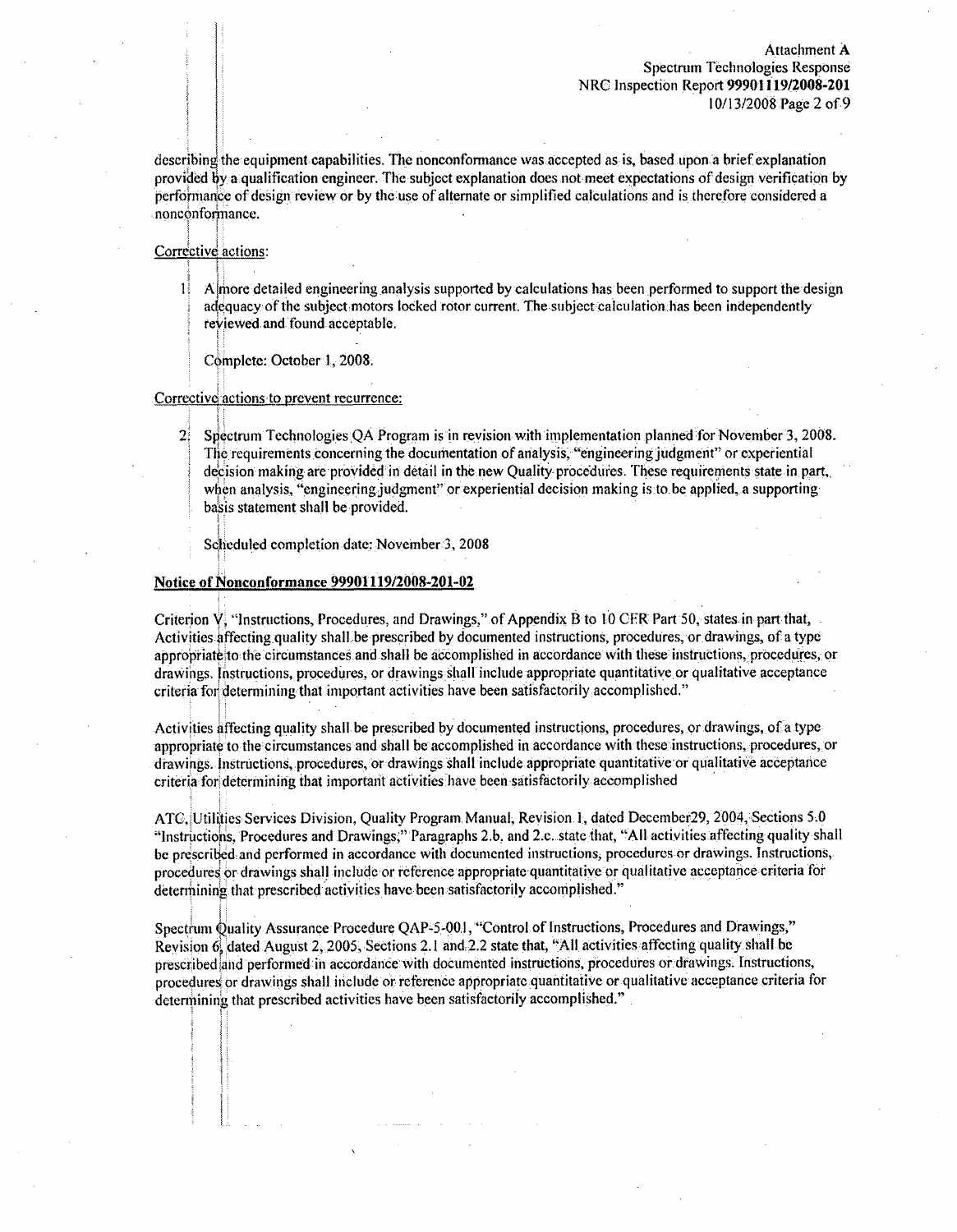describing the equipment capabilities. The nonconformance was accepted as is, based upon a brief explanation provided by a qualification engineer. The subject explanation does not meet expectations of design verification by performance of design review or by the use of alternate or simplified calculations and is therefore considered a nonconformance.

Corrective actions:

1. A more detailed engineering analysis supported by calculations has been performed to support the design adequacy of the subject motors locked rotor current. The subject calculation has been independently reviewed and found acceptable.

   Complete: October 1, 2008.

Corrective actions to prevent recurrence:

2. Spectrum Technologies QA Program is in revision with implementation planned for November 3, 2008. The requirements concerning the documentation of analysis, "engineering judgment" or experiential decision making are provided in detail in the new Quality procedures. These requirements state in part, when analysis, "engineering judgment" or experiential decision making is to be applied, a supporting basis statement shall be provided.

   Scheduled completion date: November 3, 2008

**Notice of Nonconformance 99901119/2008-201-02**

Criterion V, "Instructions, Procedures, and Drawings," of Appendix B to 10 CFR Part 50, states in part that, Activities affecting quality shall be prescribed by documented instructions, procedures, or drawings, of a type appropriate to the circumstances and shall be accomplished in accordance with these instructions, procedures, or drawings. Instructions, procedures, or drawings shall include appropriate quantitative or qualitative acceptance criteria for determining that important activities have been satisfactorily accomplished."

Activities affecting quality shall be prescribed by documented instructions, procedures, or drawings, of a type appropriate to the circumstances and shall be accomplished in accordance with these instructions, procedures, or drawings. Instructions, procedures, or drawings shall include appropriate quantitative or qualitative acceptance criteria for determining that important activities have been satisfactorily accomplished

ATC, Utilities Services Division, Quality Program Manual, Revision 1, dated December29, 2004, Sections 5.0 "Instructions, Procedures and Drawings," Paragraphs 2.b. and 2.c. state that, "All activities affecting quality shall be prescribed and performed in accordance with documented instructions, procedures or drawings. Instructions, procedures or drawings shall include or reference appropriate quantitative or qualitative acceptance criteria for determining that prescribed activities have been satisfactorily accomplished."

Spectrum Quality Assurance Procedure QAP-5-001, "Control of Instructions, Procedures and Drawings," Revision 6, dated August 2, 2005, Sections 2.1 and 2.2 state that, "All activities affecting quality shall be prescribed and performed in accordance with documented instructions, procedures or drawings. Instructions, procedures or drawings shall include or reference appropriate quantitative or qualitative acceptance criteria for determining that prescribed activities have been satisfactorily accomplished."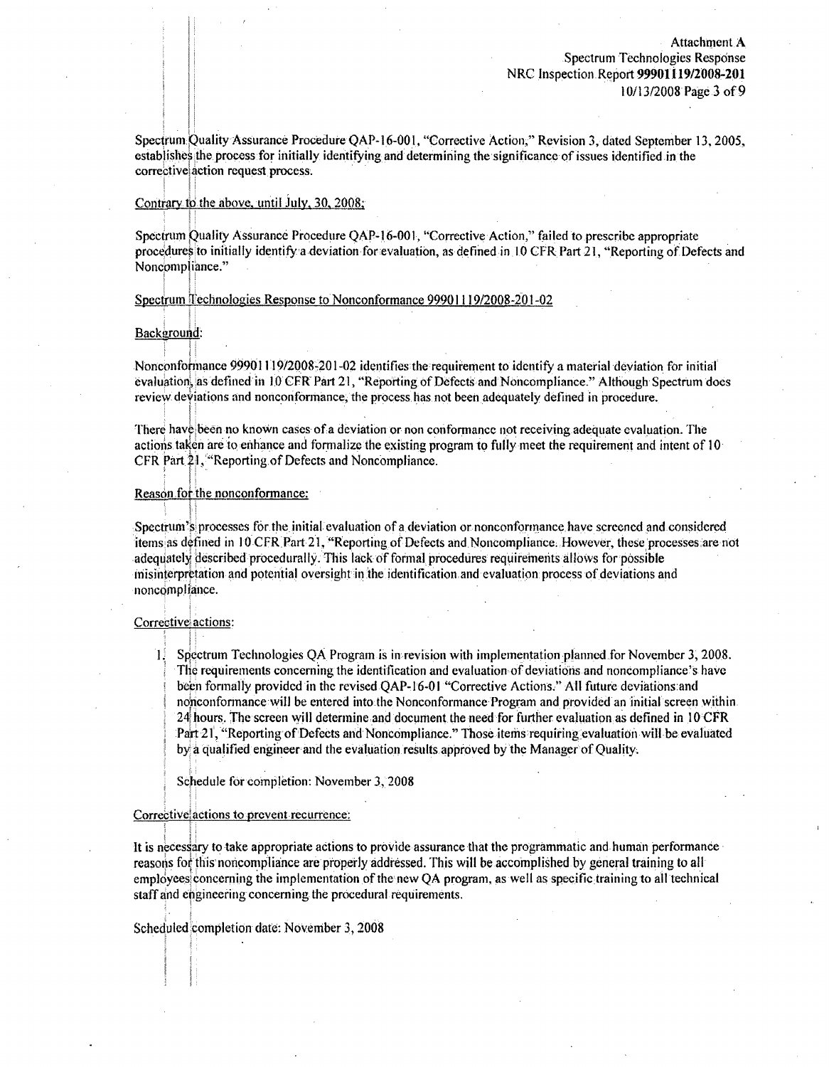Spectrum Quality Assurance Procedure QAP-16-001, "Corrective Action," Revision 3, dated September 13, 2005, establishes the process for initially identifying and determining the significance of issues identified in the corrective action request process.

Contrary to the above, until July, 30, 2008:

Spectrum Quality Assurance Procedure QAP-16-001, "Corrective Action," failed to prescribe appropriate procedures to initially identify a deviation for evaluation, as defined in 10 CFR Part 21, "Reporting of Defects and Noncompliance."

Spectrum Technologies Response to Nonconformance 99901119/2008-201-02

Background:

Nonconformance 99901119/2008-201-02 identifies the requirement to identify a material deviation for initial evaluation, as defined in 10 CFR Part 21, "Reporting of Defects and Noncompliance." Although Spectrum does review deviations and nonconformance, the process has not been adequately defined in procedure.

There have been no known cases of a deviation or non conformance not receiving adequate evaluation. The actions taken are to enhance and formalize the existing program to fully meet the requirement and intent of 10 CFR Part 21, "Reporting of Defects and Noncompliance.

Reason for the nonconformance:

Spectrum's processes for the initial evaluation of a deviation or nonconformance have screened and considered items as defined in 10 CFR Part 21, "Reporting of Defects and Noncompliance. However, these processes are not adequately described procedurally. This lack of formal procedures requirements allows for possible misinterpretation and potential oversight in the identification and evaluation process of deviations and noncompliance.

Corrective actions:

1. Spectrum Technologies QA Program is in revision with implementation planned for November 3, 2008. The requirements concerning the identification and evaluation of deviations and noncompliance's have been formally provided in the revised QAP-16-01 "Corrective Actions." All future deviations and nonconformance will be entered into the Nonconformance Program and provided an initial screen within 24 hours. The screen will determine and document the need for further evaluation as defined in 10 CFR Part 21, "Reporting of Defects and Noncompliance." Those items requiring evaluation will be evaluated by a qualified engineer and the evaluation results approved by the Manager of Quality.

   Schedule for completion: November 3, 2008

Corrective actions to prevent recurrence:

It is necessary to take appropriate actions to provide assurance that the programmatic and human performance reasons for this noncompliance are properly addressed. This will be accomplished by general training to all employees concerning the implementation of the new QA program, as well as specific training to all technical staff and engineering concerning the procedural requirements.

Scheduled completion date: November 3, 2008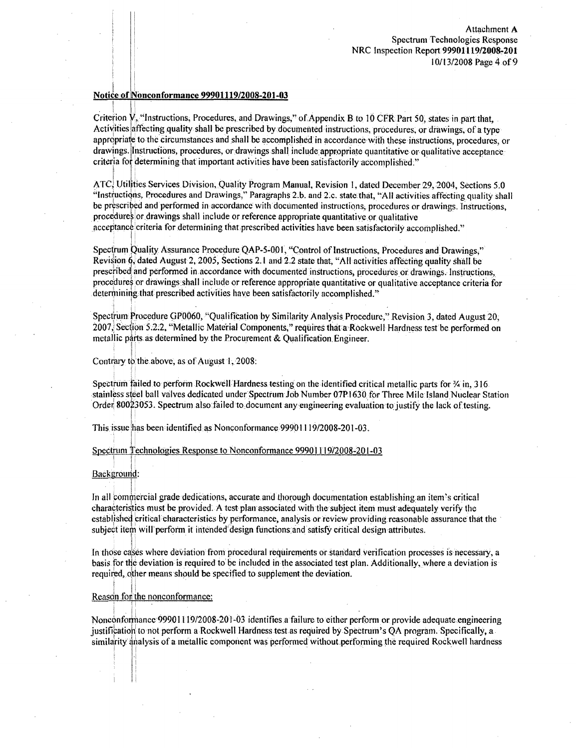**Notice of Nonconformance 99901119/2008-201-03**

Criterion V, "Instructions, Procedures, and Drawings," of Appendix B to 10 CFR Part 50, states in part that, Activities affecting quality shall be prescribed by documented instructions, procedures, or drawings, of a type appropriate to the circumstances and shall be accomplished in accordance with these instructions, procedures, or drawings. Instructions, procedures, or drawings shall include appropriate quantitative or qualitative acceptance criteria for determining that important activities have been satisfactorily accomplished."

ATC, Utilities Services Division, Quality Program Manual, Revision 1, dated December 29, 2004, Sections 5.0 "Instructions, Procedures and Drawings," Paragraphs 2.b. and 2.c. state that, "All activities affecting quality shall be prescribed and performed in accordance with documented instructions, procedures or drawings. Instructions, procedures or drawings shall include or reference appropriate quantitative or qualitative acceptance criteria for determining that prescribed activities have been satisfactorily accomplished."

Spectrum Quality Assurance Procedure QAP-5-001, "Control of Instructions, Procedures and Drawings," Revision 6, dated August 2, 2005, Sections 2.1 and 2.2 state that, "All activities affecting quality shall be prescribed and performed in accordance with documented instructions, procedures or drawings. Instructions, procedures or drawings shall include or reference appropriate quantitative or qualitative acceptance criteria for determining that prescribed activities have been satisfactorily accomplished."

Spectrum Procedure GP0060, "Qualification by Similarity Analysis Procedure," Revision 3, dated August 20, 2007, Section 5.2.2, "Metallic Material Components," requires that a Rockwell Hardness test be performed on metallic parts as determined by the Procurement & Qualification Engineer.

Contrary to the above, as of August 1, 2008:

Spectrum failed to perform Rockwell Hardness testing on the identified critical metallic parts for ¾ in, 316 stainless steel ball valves dedicated under Spectrum Job Number 07P1630 for Three Mile Island Nuclear Station Order 80023053. Spectrum also failed to document any engineering evaluation to justify the lack of testing.

This issue has been identified as Nonconformance 99901119/2008-201-03.

Spectrum Technologies Response to Nonconformance 99901119/2008-201-03

Background:

In all commercial grade dedications, accurate and thorough documentation establishing an item's critical characteristics must be provided. A test plan associated with the subject item must adequately verify the established critical characteristics by performance, analysis or review providing reasonable assurance that the subject item will perform it intended design functions and satisfy critical design attributes.

In those cases where deviation from procedural requirements or standard verification processes is necessary, a basis for the deviation is required to be included in the associated test plan. Additionally, where a deviation is required, other means should be specified to supplement the deviation.

Reason for the nonconformance:

Nonconformance 99901119/2008-201-03 identifies a failure to either perform or provide adequate engineering justification to not perform a Rockwell Hardness test as required by Spectrum's QA program. Specifically, a similarity analysis of a metallic component was performed without performing the required Rockwell hardness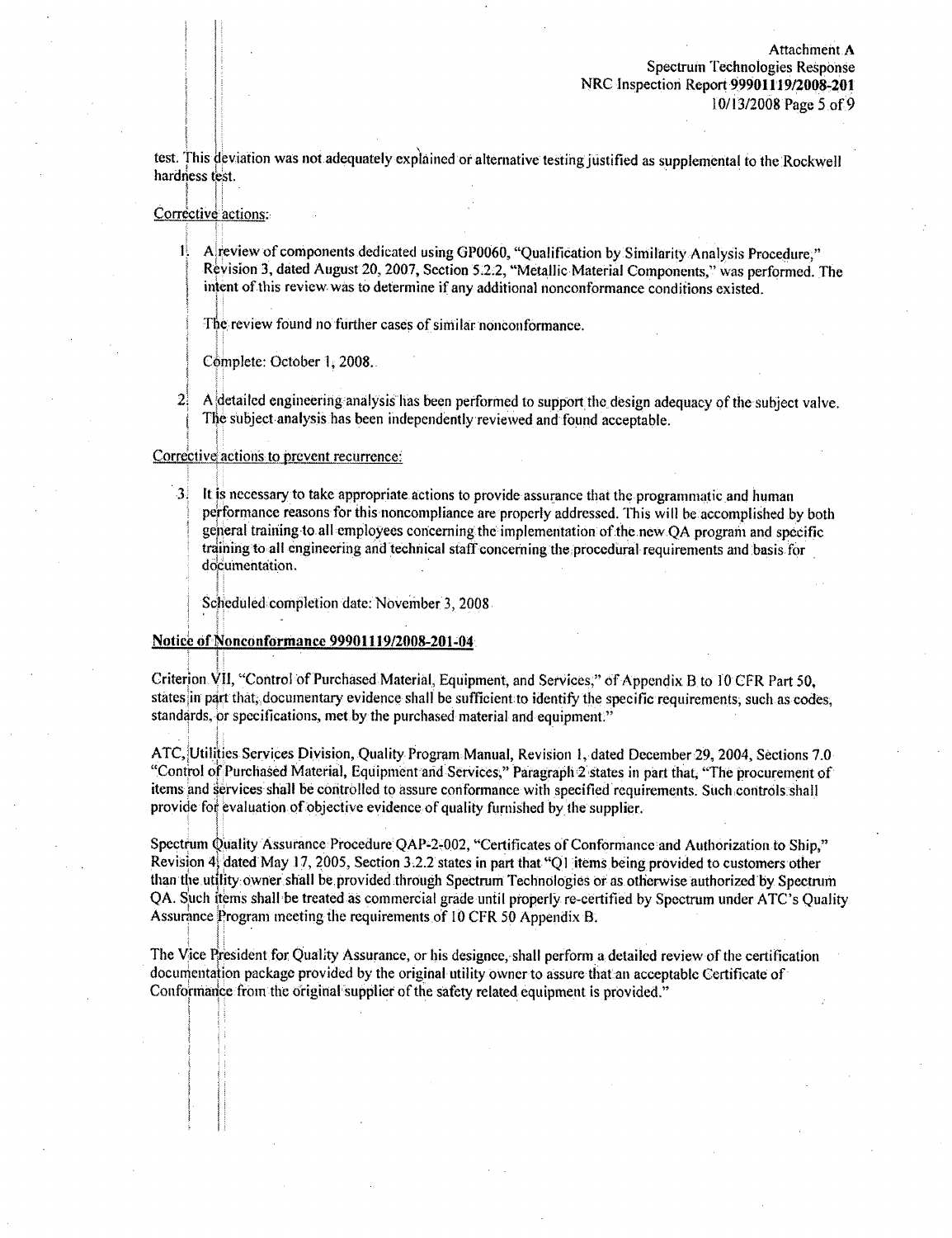test. This deviation was not adequately explained or alternative testing justified as supplemental to the Rockwell hardness test.

Corrective actions:

1. A review of components dedicated using GP0060, "Qualification by Similarity Analysis Procedure," Revision 3, dated August 20, 2007, Section 5.2.2, "Metallic Material Components," was performed. The intent of this review was to determine if any additional nonconformance conditions existed.

   The review found no further cases of similar nonconformance.

   Complete: October 1, 2008.

2. A detailed engineering analysis has been performed to support the design adequacy of the subject valve. The subject analysis has been independently reviewed and found acceptable.

Corrective actions to prevent recurrence:

3. It is necessary to take appropriate actions to provide assurance that the programmatic and human performance reasons for this noncompliance are properly addressed. This will be accomplished by both general training to all employees concerning the implementation of the new QA program and specific training to all engineering and technical staff concerning the procedural requirements and basis for documentation.

   Scheduled completion date: November 3, 2008

**Notice of Nonconformance 99901119/2008-201-04**

Criterion VII, "Control of Purchased Material, Equipment, and Services," of Appendix B to 10 CFR Part 50, states in part that, documentary evidence shall be sufficient to identify the specific requirements, such as codes, standards, or specifications, met by the purchased material and equipment."

ATC, Utilities Services Division, Quality Program Manual, Revision 1, dated December 29, 2004, Sections 7.0 "Control of Purchased Material, Equipment and Services," Paragraph 2 states in part that, "The procurement of items and services shall be controlled to assure conformance with specified requirements. Such controls shall provide for evaluation of objective evidence of quality furnished by the supplier.

Spectrum Quality Assurance Procedure QAP-2-002, "Certificates of Conformance and Authorization to Ship," Revision 4, dated May 17, 2005, Section 3.2.2 states in part that "Q1 items being provided to customers other than the utility owner shall be provided through Spectrum Technologies or as otherwise authorized by Spectrum QA. Such items shall be treated as commercial grade until properly re-certified by Spectrum under ATC's Quality Assurance Program meeting the requirements of 10 CFR 50 Appendix B.

The Vice President for Quality Assurance, or his designee, shall perform a detailed review of the certification documentation package provided by the original utility owner to assure that an acceptable Certificate of Conformance from the original supplier of the safety related equipment is provided."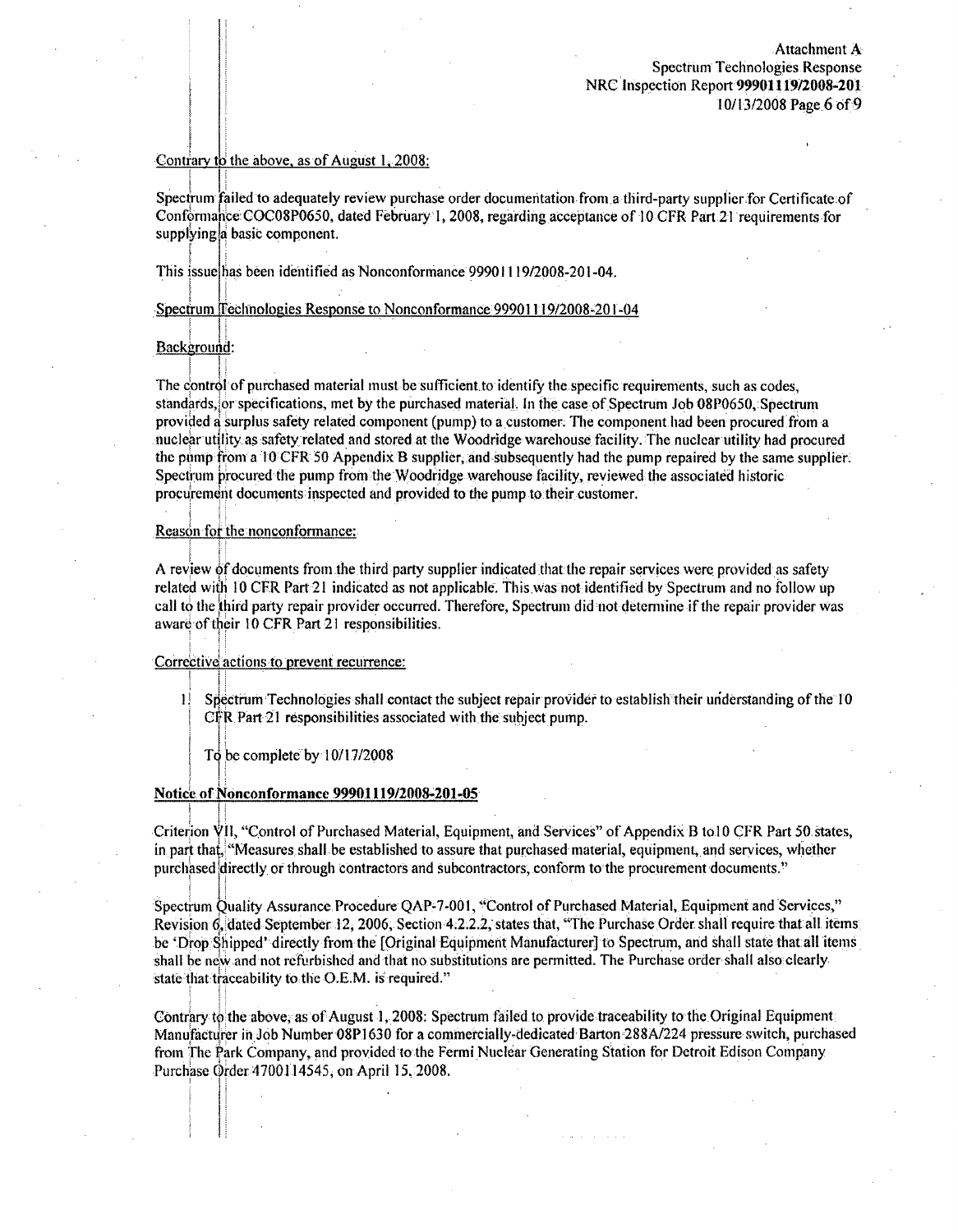Contrary to the above, as of August 1, 2008:

Spectrum failed to adequately review purchase order documentation from a third-party supplier for Certificate of Conformance COC08P0650, dated February 1, 2008, regarding acceptance of 10 CFR Part 21 requirements for supplying a basic component.

This issue has been identified as Nonconformance 99901119/2008-201-04.

Spectrum Technologies Response to Nonconformance 99901119/2008-201-04

Background:

The control of purchased material must be sufficient to identify the specific requirements, such as codes, standards, or specifications, met by the purchased material. In the case of Spectrum Job 08P0650, Spectrum provided a surplus safety related component (pump) to a customer. The component had been procured from a nuclear utility as safety related and stored at the Woodridge warehouse facility. The nuclear utility had procured the pump from a 10 CFR 50 Appendix B supplier, and subsequently had the pump repaired by the same supplier. Spectrum procured the pump from the Woodridge warehouse facility, reviewed the associated historic procurement documents inspected and provided to the pump to their customer.

Reason for the nonconformance:

A review of documents from the third party supplier indicated that the repair services were provided as safety related with 10 CFR Part 21 indicated as not applicable. This was not identified by Spectrum and no follow up call to the third party repair provider occurred. Therefore, Spectrum did not determine if the repair provider was aware of their 10 CFR Part 21 responsibilities.

Corrective actions to prevent recurrence:

1. Spectrum Technologies shall contact the subject repair provider to establish their understanding of the 10 CFR Part 21 responsibilities associated with the subject pump.

   To be complete by 10/17/2008

**Notice of Nonconformance 99901119/2008-201-05**

Criterion VII, "Control of Purchased Material, Equipment, and Services" of Appendix B to10 CFR Part 50 states, in part that, "Measures shall be established to assure that purchased material, equipment, and services, whether purchased directly or through contractors and subcontractors, conform to the procurement documents."

Spectrum Quality Assurance Procedure QAP-7-001, "Control of Purchased Material, Equipment and Services," Revision 6, dated September 12, 2006, Section 4.2.2.2, states that, "The Purchase Order shall require that all items be 'Drop Shipped' directly from the [Original Equipment Manufacturer] to Spectrum, and shall state that all items shall be new and not refurbished and that no substitutions are permitted. The Purchase order shall also clearly state that traceability to the O.E.M. is required."

Contrary to the above, as of August 1, 2008: Spectrum failed to provide traceability to the Original Equipment Manufacturer in Job Number 08P1630 for a commercially-dedicated Barton 288A/224 pressure switch, purchased from The Park Company, and provided to the Fermi Nuclear Generating Station for Detroit Edison Company Purchase Order 4700114545, on April 15, 2008.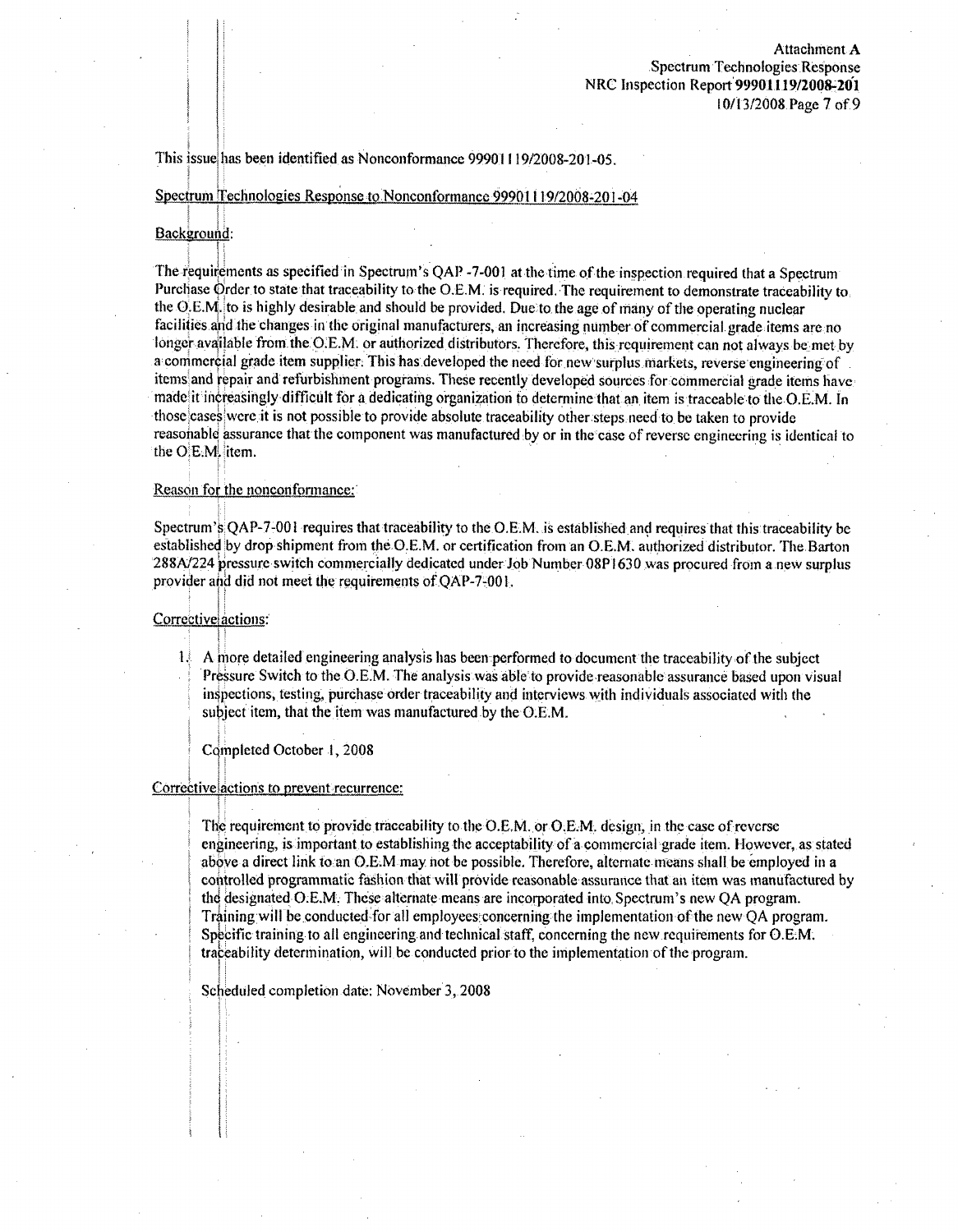This issue has been identified as Nonconformance 99901119/2008-201-05.

Spectrum Technologies Response to Nonconformance 99901119/2008-201-04

Background:

The requirements as specified in Spectrum's QAP -7-001 at the time of the inspection required that a Spectrum Purchase Order to state that traceability to the O.E.M. is required. The requirement to demonstrate traceability to the O.E.M. to is highly desirable and should be provided. Due to the age of many of the operating nuclear facilities and the changes in the original manufacturers, an increasing number of commercial grade items are no longer available from the O.E.M. or authorized distributors. Therefore, this requirement can not always be met by a commercial grade item supplier. This has developed the need for new surplus markets, reverse engineering of items and repair and refurbishment programs. These recently developed sources for commercial grade items have made it increasingly difficult for a dedicating organization to determine that an item is traceable to the O.E.M. In those cases were it is not possible to provide absolute traceability other steps need to be taken to provide reasonable assurance that the component was manufactured by or in the case of reverse engineering is identical to the O.E.M. item.

Reason for the nonconformance:

Spectrum's QAP-7-001 requires that traceability to the O.E.M. is established and requires that this traceability be established by drop shipment from the O.E.M. or certification from an O.E.M. authorized distributor. The Barton 288A/224 pressure switch commercially dedicated under Job Number 08P1630 was procured from a new surplus provider and did not meet the requirements of QAP-7-001.

Corrective actions:

1. A more detailed engineering analysis has been performed to document the traceability of the subject Pressure Switch to the O.E.M. The analysis was able to provide reasonable assurance based upon visual inspections, testing, purchase order traceability and interviews with individuals associated with the subject item, that the item was manufactured by the O.E.M.

   Completed October 1, 2008

Corrective actions to prevent recurrence:

The requirement to provide traceability to the O.E.M. or O.E.M. design, in the case of reverse engineering, is important to establishing the acceptability of a commercial grade item. However, as stated above a direct link to an O.E.M may not be possible. Therefore, alternate means shall be employed in a controlled programmatic fashion that will provide reasonable assurance that an item was manufactured by the designated O.E.M. These alternate means are incorporated into Spectrum's new QA program. Training will be conducted for all employees concerning the implementation of the new QA program. Specific training to all engineering and technical staff, concerning the new requirements for O.E.M. traceability determination, will be conducted prior to the implementation of the program.

Scheduled completion date: November 3, 2008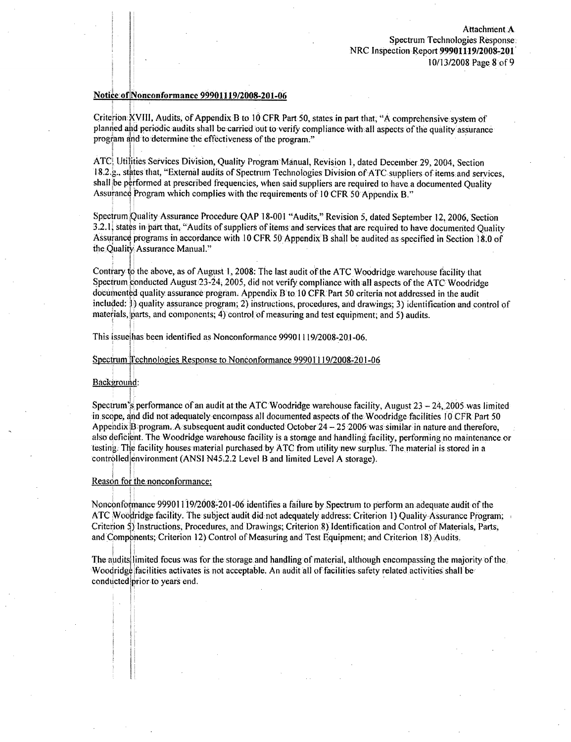Attachment A
Spectrum Technologies Response
NRC Inspection Report **99901119/2008-201**
10/13/2008

**Notice of Nonconformance 99901119/2008-201-06**

Criterion XVIII, Audits, of Appendix B to 10 CFR Part 50, states in part that, "A comprehensive system of planned and periodic audits shall be carried out to verify compliance with all aspects of the quality assurance program and to determine the effectiveness of the program."

ATC Utilities Services Division, Quality Program Manual, Revision 1, dated December 29, 2004, Section 18.2.g., states that, "External audits of Spectrum Technologies Division of ATC suppliers of items and services, shall be performed at prescribed frequencies, when said suppliers are required to have a documented Quality Assurance Program which complies with the requirements of 10 CFR 50 Appendix B."

Spectrum Quality Assurance Procedure QAP 18-001 "Audits," Revision 5, dated September 12, 2006, Section 3.2.1, states in part that, "Audits of suppliers of items and services that are required to have documented Quality Assurance programs in accordance with 10 CFR 50 Appendix B shall be audited as specified in Section 18.0 of the Quality Assurance Manual."

Contrary to the above, as of August 1, 2008: The last audit of the ATC Woodridge warehouse facility that Spectrum conducted August 23-24, 2005, did not verify compliance with all aspects of the ATC Woodridge documented quality assurance program. Appendix B to 10 CFR Part 50 criteria not addressed in the audit included: 1) quality assurance program; 2) instructions, procedures, and drawings; 3) identification and control of materials, parts, and components; 4) control of measuring and test equipment; and 5) audits.

This issue has been identified as Nonconformance 99901119/2008-201-06.

Spectrum Technologies Response to Nonconformance 99901119/2008-201-06

Background:

Spectrum's performance of an audit at the ATC Woodridge warehouse facility, August 23 – 24, 2005 was limited in scope, and did not adequately encompass all documented aspects of the Woodridge facilities 10 CFR Part 50 Appendix B program. A subsequent audit conducted October 24 – 25 2006 was similar in nature and therefore, also deficient. The Woodridge warehouse facility is a storage and handling facility, performing no maintenance or testing. The facility houses material purchased by ATC from utility new surplus. The material is stored in a controlled environment (ANSI N45.2.2 Level B and limited Level A storage).

Reason for the nonconformance:

Nonconformance 99901119/2008-201-06 identifies a failure by Spectrum to perform an adequate audit of the ATC Woodridge facility. The subject audit did not adequately address: Criterion 1) Quality Assurance Program; Criterion 5) Instructions, Procedures, and Drawings; Criterion 8) Identification and Control of Materials, Parts, and Components; Criterion 12) Control of Measuring and Test Equipment; and Criterion 18) Audits.

The audits limited focus was for the storage and handling of material, although encompassing the majority of the Woodridge facilities activates is not acceptable. An audit all of facilities safety related activities shall be conducted prior to years end.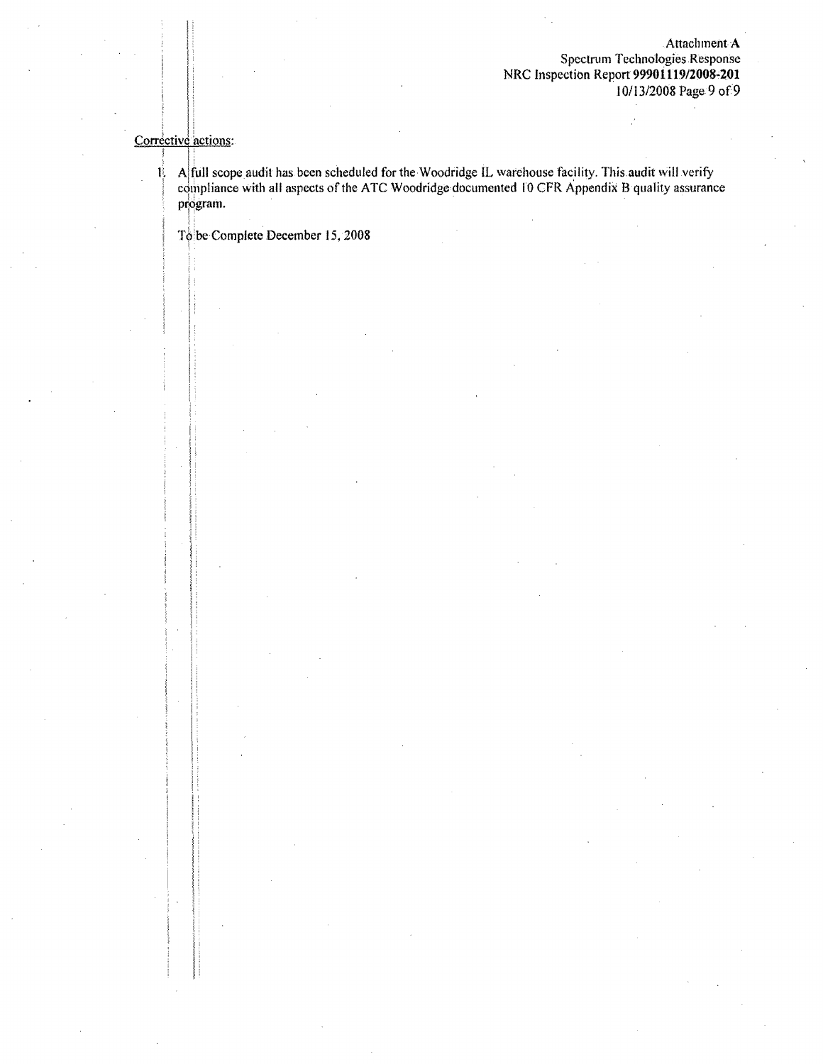Corrective actions:

1. A full scope audit has been scheduled for the Woodridge IL warehouse facility. This audit will verify compliance with all aspects of the ATC Woodridge documented 10 CFR Appendix B quality assurance program.

   To be Complete December 15, 2008